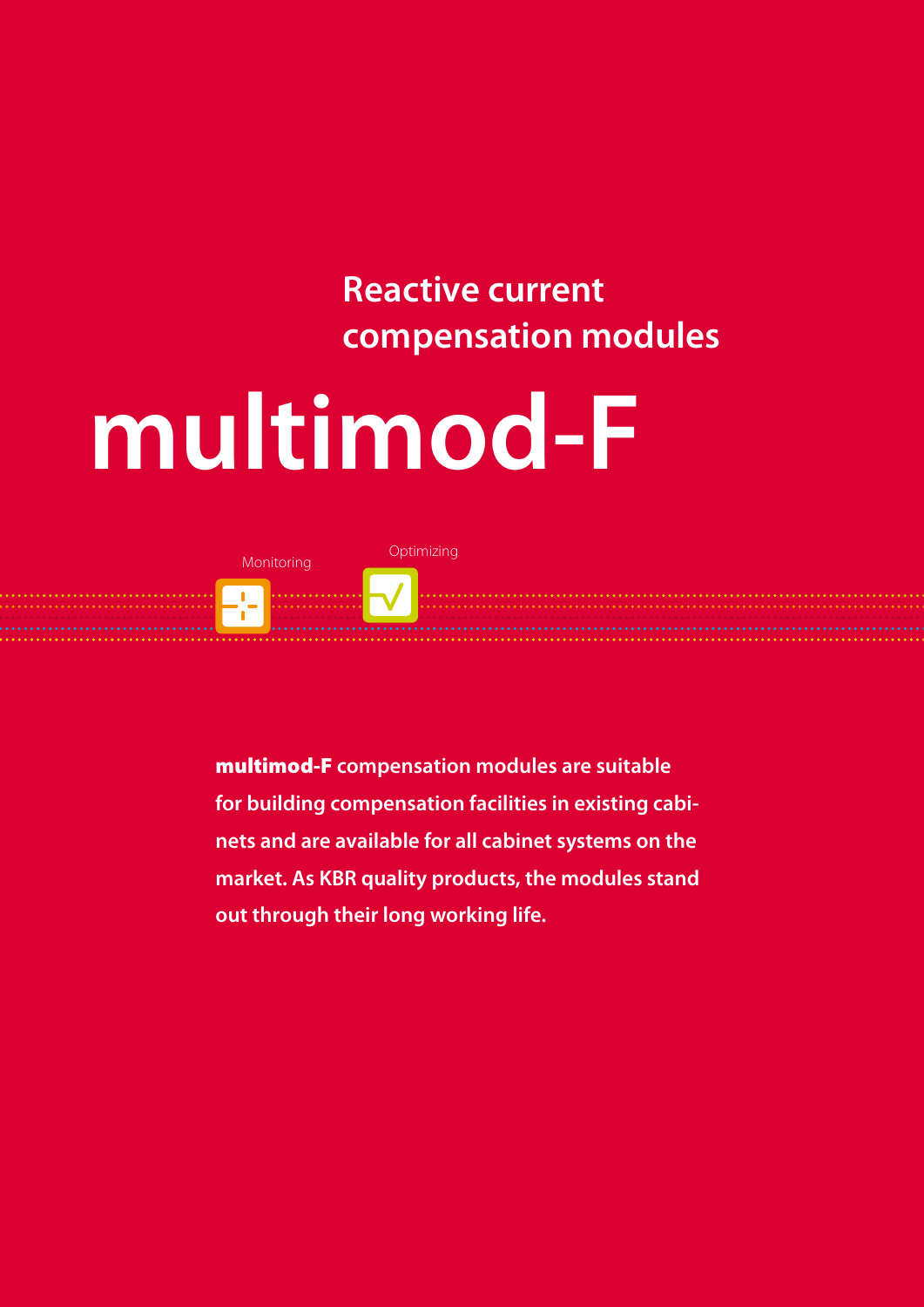## Reactive current compensation modules

# multimod-F

Monitoring

Optimizing

**multimod-F compensation modules are suitable for building compensation facilities in existing cabinets and are available for all cabinet systems on the market. As KBR quality products, the modules stand out through their long working life.**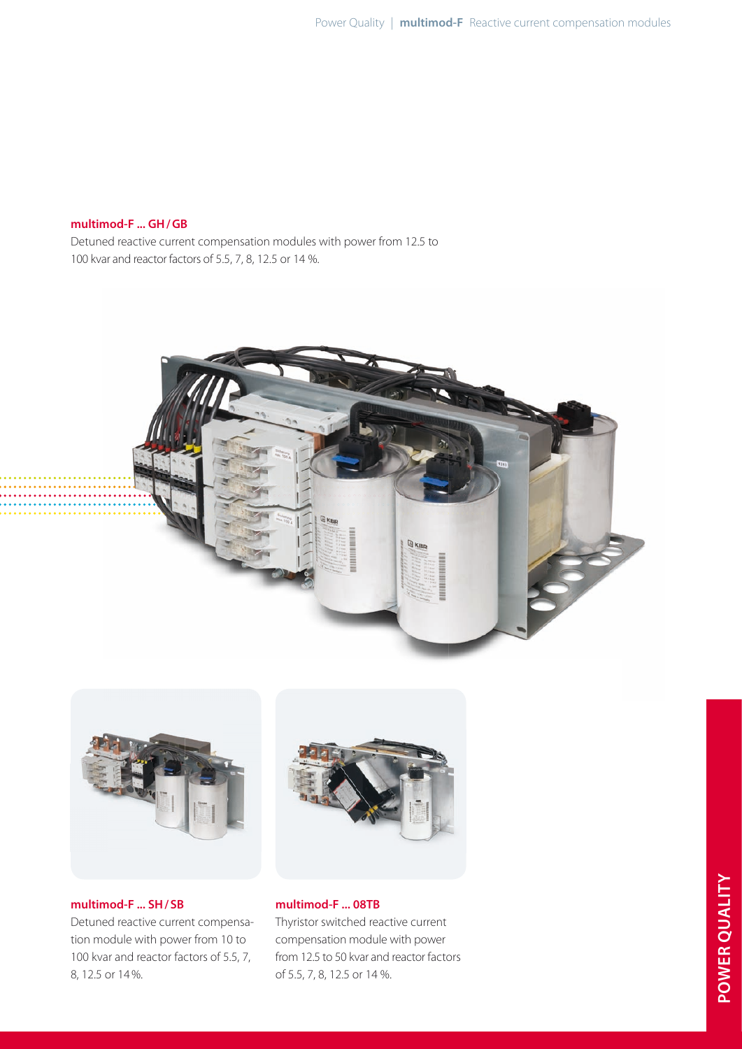### multimod-F ... GH / GB

Detuned reactive current compensation modules with power from 12.5 to 100 kvar and reactor factors of 5.5, 7, 8, 12.5 or 14 %.

### multimod-F ... SH / SB

Detuned reactive current compensation module with power from 10 to 100 kvar and reactor factors of 5.5, 7, 8, 12.5 or 14 %.

### multimod-F ... 08TB

Thyristor switched reactive current compensation module with power from 12.5 to 50 kvar and reactor factors of 5.5, 7, 8, 12.5 or 14 %.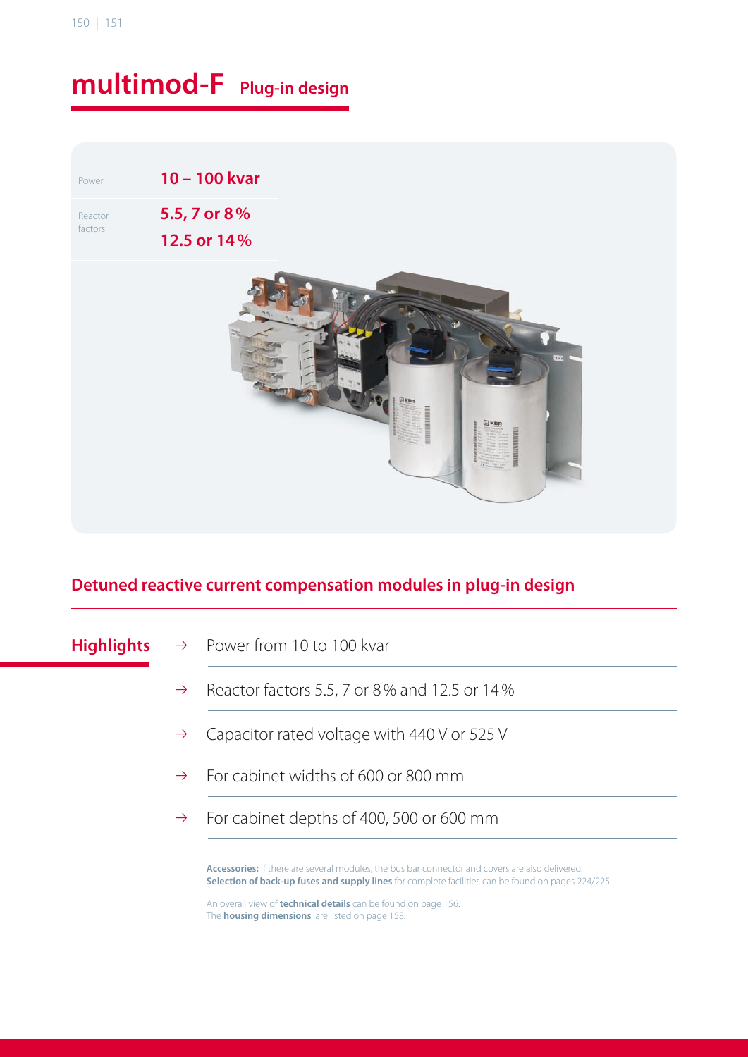# multimod-F Plug-in design

| | |
|---|---|
| Power | **10 – 100 kvar** |
| Reactor factors | **5.5, 7 or 8 %** **12.5 or 14 %** |

## Detuned reactive current compensation modules in plug-in design

### Highlights

- → Power from 10 to 100 kvar
- → Reactor factors 5.5, 7 or 8 % and 12.5 or 14 %
- → Capacitor rated voltage with 440 V or 525 V
- → For cabinet widths of 600 or 800 mm
- → For cabinet depths of 400, 500 or 600 mm

**Accessories:** If there are several modules, the bus bar connector and covers are also delivered.
**Selection of back-up fuses and supply lines** for complete facilities can be found on pages 224/225.

An overall view of **technical details** can be found on page 156.
The **housing dimensions** are listed on page 158.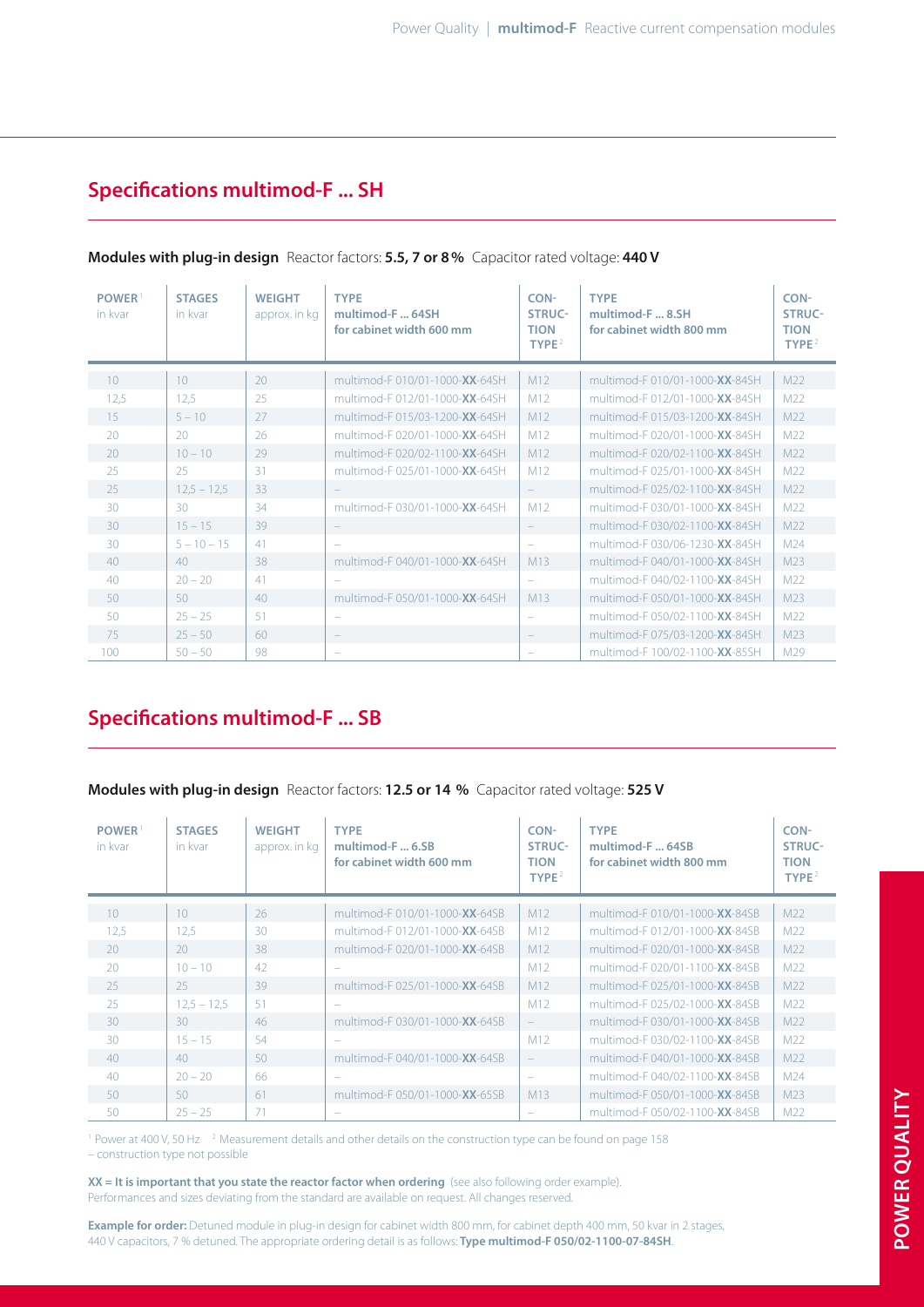## Specifications multimod-F ... SH

**Modules with plug-in design** Reactor factors: **5.5, 7 or 8 %** Capacitor rated voltage: **440 V**

| POWER[1] in kvar | STAGES in kvar | WEIGHT approx. in kg | TYPE multimod-F ... 64SH for cabinet width 600 mm | CON-STRUC-TION TYPE[2] | TYPE multimod-F ... 8.SH for cabinet width 800 mm | CON-STRUC-TION TYPE[2] |
|---|---|---|---|---|---|---|
| 10 | 10 | 20 | multimod-F 010/01-1000-**XX**-64SH | M12 | multimod-F 010/01-1000-**XX**-84SH | M22 |
| 12,5 | 12,5 | 25 | multimod-F 012/01-1000-**XX**-64SH | M12 | multimod-F 012/01-1000-**XX**-84SH | M22 |
| 15 | 5 – 10 | 27 | multimod-F 015/03-1200-**XX**-64SH | M12 | multimod-F 015/03-1200-**XX**-84SH | M22 |
| 20 | 20 | 26 | multimod-F 020/01-1000-**XX**-64SH | M12 | multimod-F 020/01-1000-**XX**-84SH | M22 |
| 20 | 10 – 10 | 29 | multimod-F 020/02-1100-**XX**-64SH | M12 | multimod-F 020/02-1100-**XX**-84SH | M22 |
| 25 | 25 | 31 | multimod-F 025/01-1000-**XX**-64SH | M12 | multimod-F 025/01-1000-**XX**-84SH | M22 |
| 25 | 12,5 – 12,5 | 33 | – | – | multimod-F 025/02-1100-**XX**-84SH | M22 |
| 30 | 30 | 34 | multimod-F 030/01-1000-**XX**-64SH | M12 | multimod-F 030/01-1000-**XX**-84SH | M22 |
| 30 | 15 – 15 | 39 | – | – | multimod-F 030/02-1100-**XX**-84SH | M22 |
| 30 | 5 – 10 – 15 | 41 | – | – | multimod-F 030/06-1230-**XX**-84SH | M24 |
| 40 | 40 | 38 | multimod-F 040/01-1000-**XX**-64SH | M13 | multimod-F 040/01-1000-**XX**-84SH | M23 |
| 40 | 20 – 20 | 41 | – | – | multimod-F 040/02-1100-**XX**-84SH | M22 |
| 50 | 50 | 40 | multimod-F 050/01-1000-**XX**-64SH | M13 | multimod-F 050/01-1000-**XX**-84SH | M23 |
| 50 | 25 – 25 | 51 | – | – | multimod-F 050/02-1100-**XX**-84SH | M22 |
| 75 | 25 – 50 | 60 | – | – | multimod-F 075/03-1200-**XX**-84SH | M23 |
| 100 | 50 – 50 | 98 | – | – | multimod-F 100/02-1100-**XX**-85SH | M29 |

## Specifications multimod-F ... SB

**Modules with plug-in design** Reactor factors: **12.5 or 14 %** Capacitor rated voltage: **525 V**

| POWER[1] in kvar | STAGES in kvar | WEIGHT approx. in kg | TYPE multimod-F ... 6.SB for cabinet width 600 mm | CON-STRUC-TION TYPE[2] | TYPE multimod-F ... 64SB for cabinet width 800 mm | CON-STRUC-TION TYPE[2] |
|---|---|---|---|---|---|---|
| 10 | 10 | 26 | multimod-F 010/01-1000-**XX**-64SB | M12 | multimod-F 010/01-1000-**XX**-84SB | M22 |
| 12,5 | 12,5 | 30 | multimod-F 012/01-1000-**XX**-64SB | M12 | multimod-F 012/01-1000-**XX**-84SB | M22 |
| 20 | 20 | 38 | multimod-F 020/01-1000-**XX**-64SB | M12 | multimod-F 020/01-1000-**XX**-84SB | M22 |
| 20 | 10 – 10 | 42 | – | M12 | multimod-F 020/01-1100-**XX**-84SB | M22 |
| 25 | 25 | 39 | multimod-F 025/01-1000-**XX**-64SB | M12 | multimod-F 025/01-1000-**XX**-84SB | M22 |
| 25 | 12,5 – 12,5 | 51 | – | M12 | multimod-F 025/02-1000-**XX**-84SB | M22 |
| 30 | 30 | 46 | multimod-F 030/01-1000-**XX**-64SB | – | multimod-F 030/01-1000-**XX**-84SB | M22 |
| 30 | 15 – 15 | 54 | – | M12 | multimod-F 030/02-1100-**XX**-84SB | M22 |
| 40 | 40 | 50 | multimod-F 040/01-1000-**XX**-64SB | – | multimod-F 040/01-1000-**XX**-84SB | M22 |
| 40 | 20 – 20 | 66 | – | – | multimod-F 040/02-1100-**XX**-84SB | M24 |
| 50 | 50 | 61 | multimod-F 050/01-1000-**XX**-65SB | M13 | multimod-F 050/01-1000-**XX**-84SB | M23 |
| 50 | 25 – 25 | 71 | – | – | multimod-F 050/02-1100-**XX**-84SB | M22 |

[1] Power at 400 V, 50 Hz [2] Measurement details and other details on the construction type can be found on page 158
– construction type not possible

**XX = It is important that you state the reactor factor when ordering** (see also following order example).
Performances and sizes deviating from the standard are available on request. All changes reserved.

**Example for order:** Detuned module in plug-in design for cabinet width 800 mm, for cabinet depth 400 mm, 50 kvar in 2 stages, 440 V capacitors, 7 % detuned. The appropriate ordering detail is as follows: **Type multimod-F 050/02-1100-07-84SH**.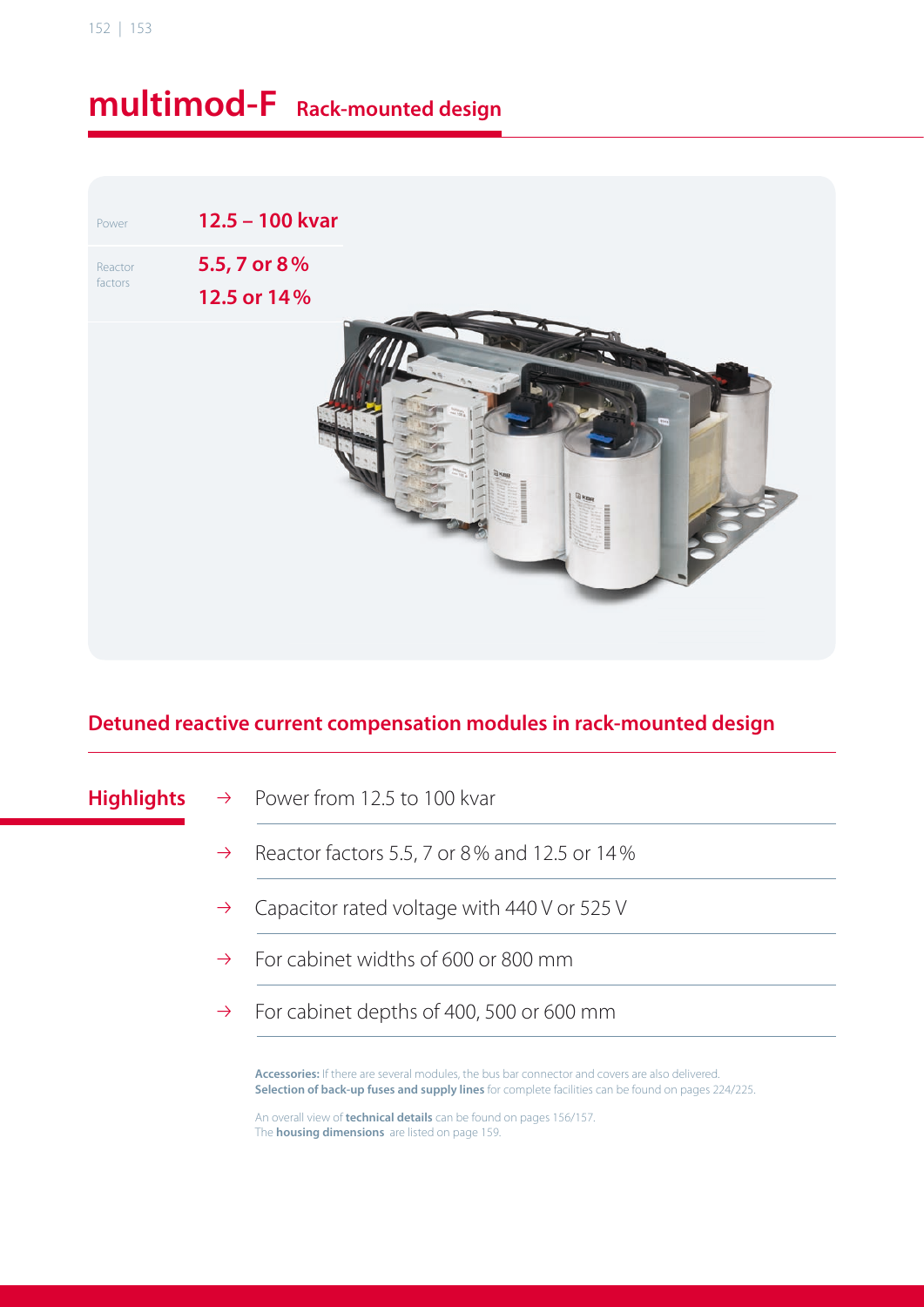# multimod-F Rack-mounted design

| Power | 12.5 – 100 kvar |
| --- | --- |
| Reactor factors | 5.5, 7 or 8 %<br>12.5 or 14 % |

## Detuned reactive current compensation modules in rack-mounted design

### Highlights

- → Power from 12.5 to 100 kvar
- → Reactor factors 5.5, 7 or 8 % and 12.5 or 14 %
- → Capacitor rated voltage with 440 V or 525 V
- → For cabinet widths of 600 or 800 mm
- → For cabinet depths of 400, 500 or 600 mm

**Accessories:** If there are several modules, the bus bar connector and covers are also delivered.
**Selection of back-up fuses and supply lines** for complete facilities can be found on pages 224/225.

An overall view of **technical details** can be found on pages 156/157.
The **housing dimensions** are listed on page 159.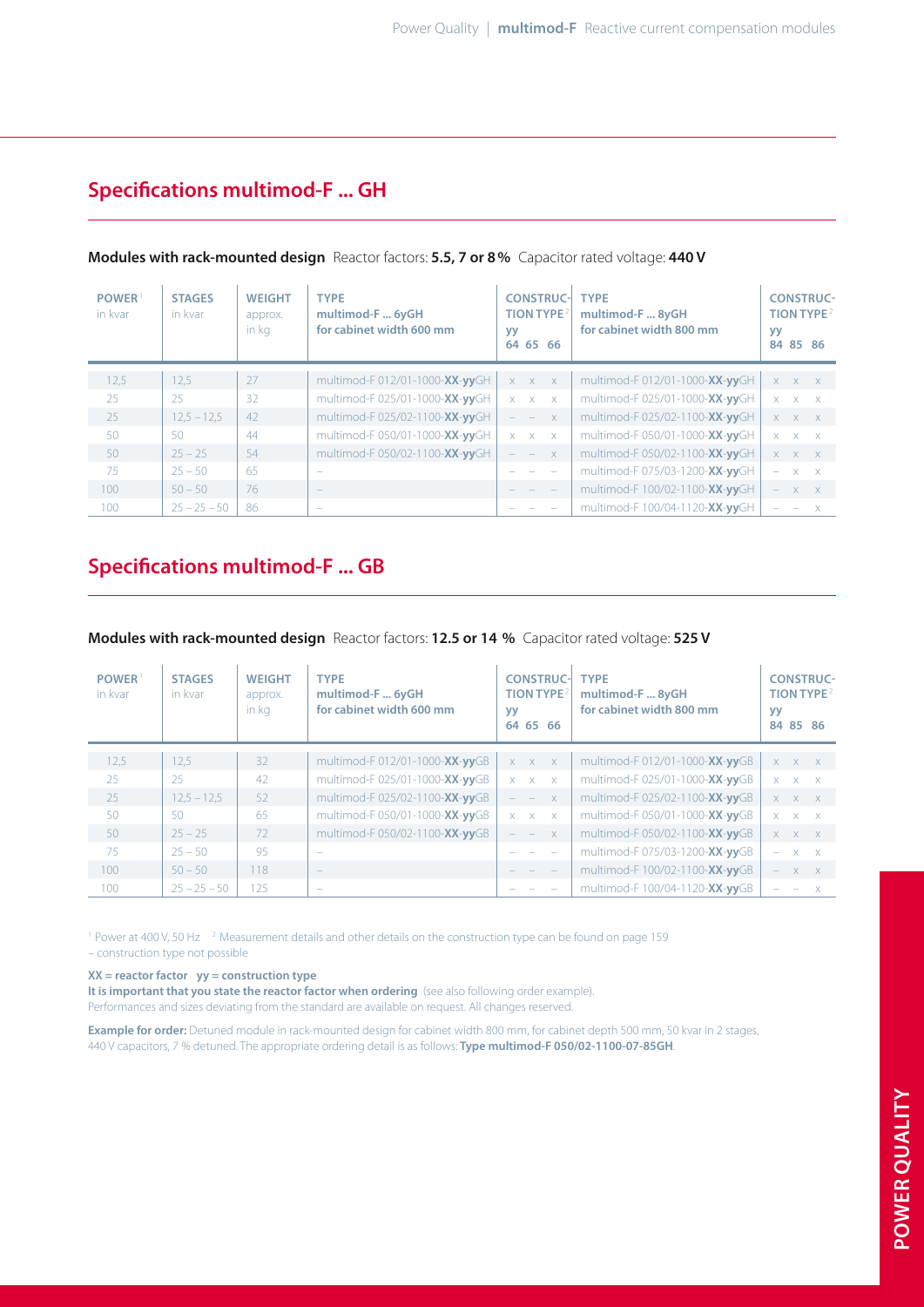## Specifications multimod-F ... GH

**Modules with rack-mounted design** Reactor factors: **5.5, 7 or 8 %** Capacitor rated voltage: **440 V**

| POWER[1] in kvar | STAGES in kvar | WEIGHT approx. in kg | TYPE multimod-F ... 6yGH for cabinet width 600 mm | CONSTRUCTION TYPE[2] yy 64 | 65 | 66 | TYPE multimod-F ... 8yGH for cabinet width 800 mm | CONSTRUCTION TYPE[2] yy 84 | 85 | 86 |
|---|---|---|---|---|---|---|---|---|---|---|
| 12,5 | 12,5 | 27 | multimod-F 012/01-1000-**XX**-**yy**GH | x | x | x | multimod-F 012/01-1000-**XX**-**yy**GH | x | x | x |
| 25 | 25 | 32 | multimod-F 025/01-1000-**XX**-**yy**GH | x | x | x | multimod-F 025/01-1000-**XX**-**yy**GH | x | x | x |
| 25 | 12,5 – 12,5 | 42 | multimod-F 025/02-1100-**XX**-**yy**GH | – | – | x | multimod-F 025/02-1100-**XX**-**yy**GH | x | x | x |
| 50 | 50 | 44 | multimod-F 050/01-1000-**XX**-**yy**GH | x | x | x | multimod-F 050/01-1000-**XX**-**yy**GH | x | x | x |
| 50 | 25 – 25 | 54 | multimod-F 050/02-1100-**XX**-**yy**GH | – | – | x | multimod-F 050/02-1100-**XX**-**yy**GH | x | x | x |
| 75 | 25 – 50 | 65 | – | – | – | – | multimod-F 075/03-1200-**XX**-**yy**GH | – | x | x |
| 100 | 50 – 50 | 76 | – | – | – | – | multimod-F 100/02-1100-**XX**-**yy**GH | – | x | x |
| 100 | 25 – 25 – 50 | 86 | – | – | – | – | multimod-F 100/04-1120-**XX**-**yy**GH | – | – | x |

## Specifications multimod-F ... GB

**Modules with rack-mounted design** Reactor factors: **12.5 or 14 %** Capacitor rated voltage: **525 V**

| POWER[1] in kvar | STAGES in kvar | WEIGHT approx. in kg | TYPE multimod-F ... 6yGH for cabinet width 600 mm | CONSTRUCTION TYPE[2] yy 64 | 65 | 66 | TYPE multimod-F ... 8yGH for cabinet width 800 mm | CONSTRUCTION TYPE[2] yy 84 | 85 | 86 |
|---|---|---|---|---|---|---|---|---|---|---|
| 12,5 | 12,5 | 32 | multimod-F 012/01-1000-**XX**-**yy**GB | x | x | x | multimod-F 012/01-1000-**XX**-**yy**GB | x | x | x |
| 25 | 25 | 42 | multimod-F 025/01-1000-**XX**-**yy**GB | x | x | x | multimod-F 025/01-1000-**XX**-**yy**GB | x | x | x |
| 25 | 12,5 – 12,5 | 52 | multimod-F 025/02-1100-**XX**-**yy**GB | – | – | x | multimod-F 025/02-1100-**XX**-**yy**GB | x | x | x |
| 50 | 50 | 65 | multimod-F 050/01-1000-**XX**-**yy**GB | x | x | x | multimod-F 050/01-1000-**XX**-**yy**GB | x | x | x |
| 50 | 25 – 25 | 72 | multimod-F 050/02-1100-**XX**-**yy**GB | – | – | x | multimod-F 050/02-1100-**XX**-**yy**GB | x | x | x |
| 75 | 25 – 50 | 95 | – | – | – | – | multimod-F 075/03-1200-**XX**-**yy**GB | – | x | x |
| 100 | 50 – 50 | 118 | – | – | – | – | multimod-F 100/02-1100-**XX**-**yy**GB | – | x | x |
| 100 | 25 – 25 – 50 | 125 | – | – | – | – | multimod-F 100/04-1120-**XX**-**yy**GB | – | – | x |

[1] Power at 400 V, 50 Hz [2] Measurement details and other details on the construction type can be found on page 159
– construction type not possible

**XX = reactor factor yy = construction type**
**It is important that you state the reactor factor when ordering** (see also following order example).
Performances and sizes deviating from the standard are available on request. All changes reserved.

**Example for order:** Detuned module in rack-mounted design for cabinet width 800 mm, for cabinet depth 500 mm, 50 kvar in 2 stages, 440 V capacitors, 7 % detuned. The appropriate ordering detail is as follows: **Type multimod-F 050/02-1100-07-85GH**.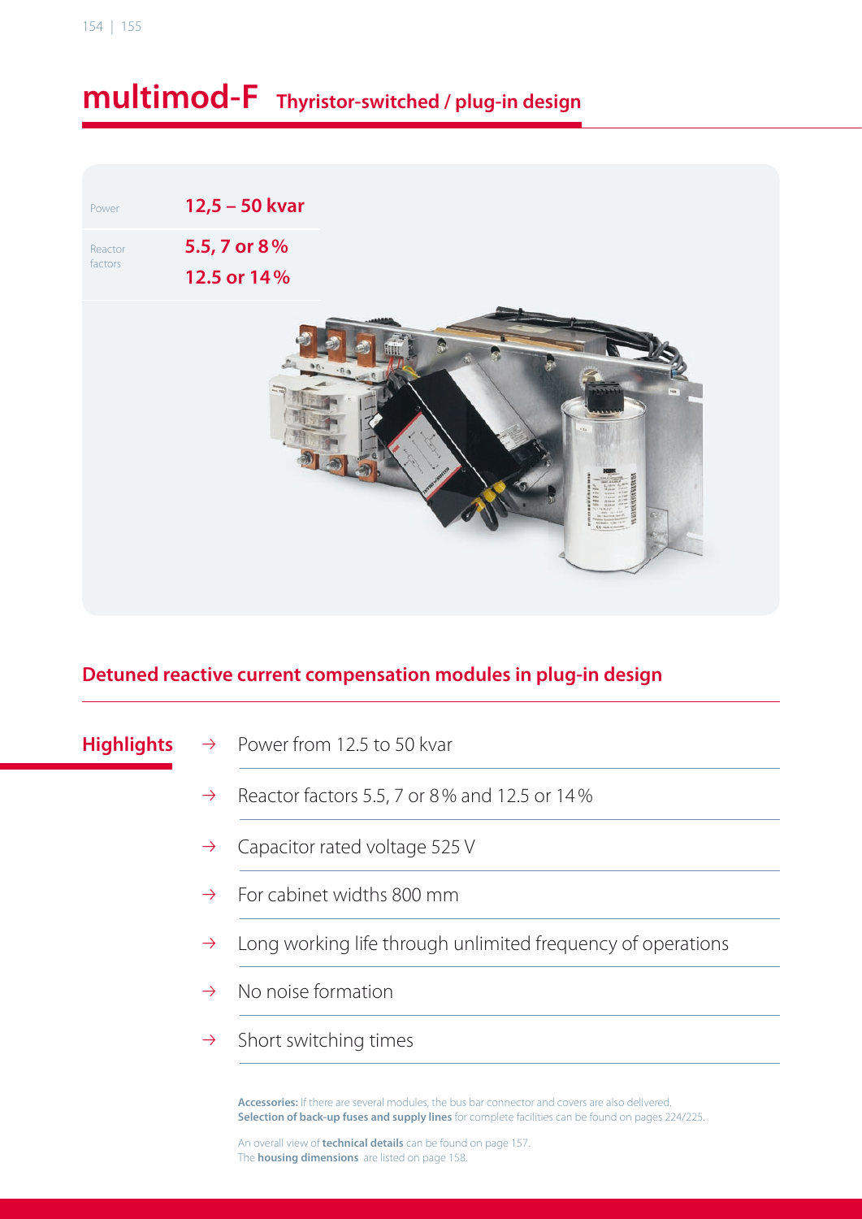# multimod-F Thyristor-switched / plug-in design

| Power | 12,5 – 50 kvar |
|---|---|
| Reactor factors | 5.5, 7 or 8 % 12.5 or 14 % |

## Detuned reactive current compensation modules in plug-in design

### Highlights

- → Power from 12.5 to 50 kvar
- → Reactor factors 5.5, 7 or 8 % and 12.5 or 14 %
- → Capacitor rated voltage 525 V
- → For cabinet widths 800 mm
- → Long working life through unlimited frequency of operations
- → No noise formation
- → Short switching times

**Accessories:** If there are several modules, the bus bar connector and covers are also delivered.
**Selection of back-up fuses and supply lines** for complete facilities can be found on pages 224/225.

An overall view of **technical details** can be found on page 157.
The **housing dimensions** are listed on page 158.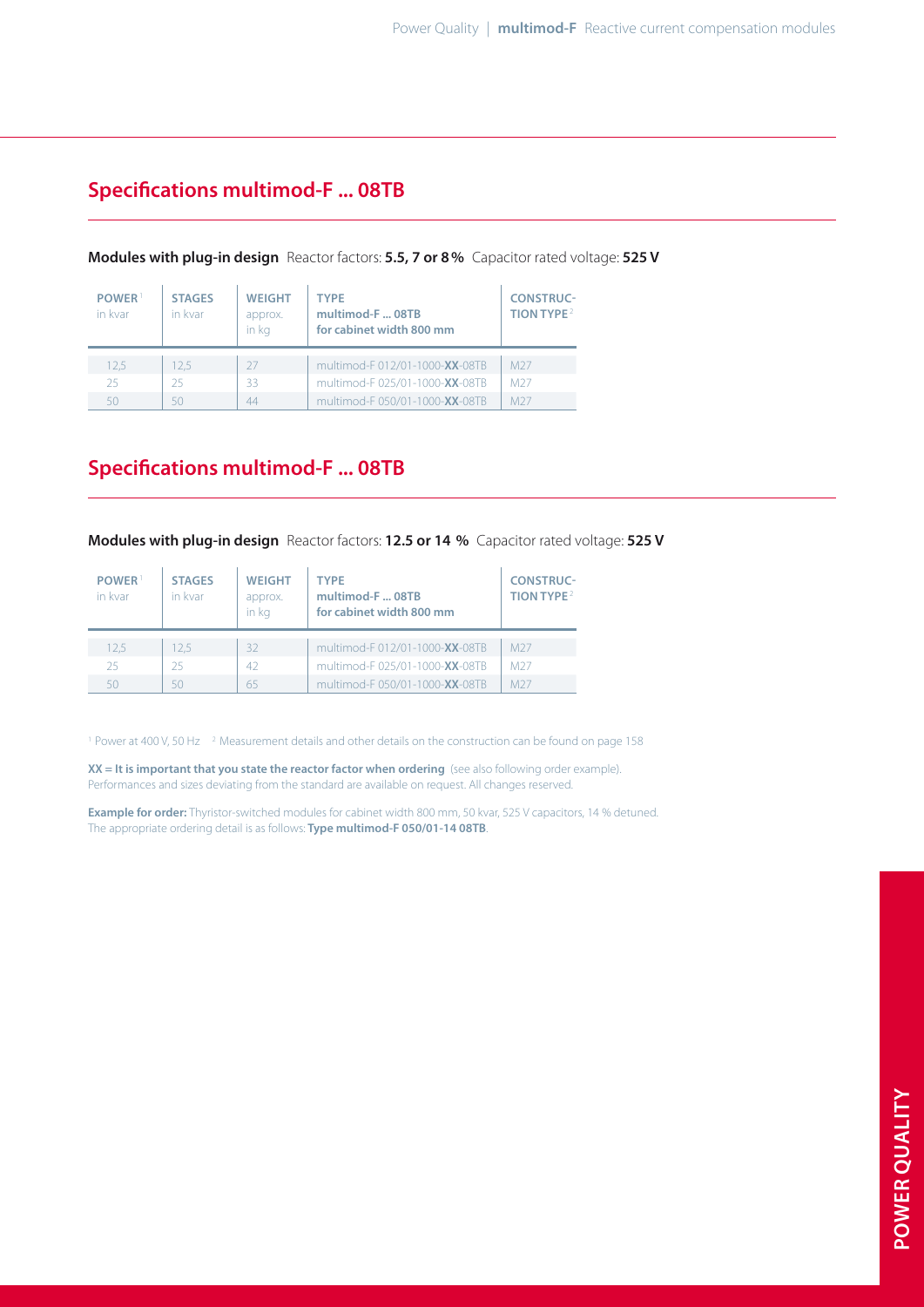## Specifications multimod-F ... 08TB

**Modules with plug-in design** Reactor factors: **5.5, 7 or 8 %** Capacitor rated voltage: **525 V**

| POWER[1] in kvar | STAGES in kvar | WEIGHT approx. in kg | TYPE **multimod-F ... 08TB for cabinet width 800 mm** | CONSTRUCTION TYPE[2] |
|---|---|---|---|---|
| 12,5 | 12,5 | 27 | multimod-F 012/01-1000-**XX**-08TB | M27 |
| 25 | 25 | 33 | multimod-F 025/01-1000-**XX**-08TB | M27 |
| 50 | 50 | 44 | multimod-F 050/01-1000-**XX**-08TB | M27 |

## Specifications multimod-F ... 08TB

**Modules with plug-in design** Reactor factors: **12.5 or 14 %** Capacitor rated voltage: **525 V**

| POWER[1] in kvar | STAGES in kvar | WEIGHT approx. in kg | TYPE **multimod-F ... 08TB for cabinet width 800 mm** | CONSTRUCTION TYPE[2] |
|---|---|---|---|---|
| 12,5 | 12,5 | 32 | multimod-F 012/01-1000-**XX**-08TB | M27 |
| 25 | 25 | 42 | multimod-F 025/01-1000-**XX**-08TB | M27 |
| 50 | 50 | 65 | multimod-F 050/01-1000-**XX**-08TB | M27 |

[1] Power at 400 V, 50 Hz [2] Measurement details and other details on the construction can be found on page 158

**XX = It is important that you state the reactor factor when ordering** (see also following order example).
Performances and sizes deviating from the standard are available on request. All changes reserved.

**Example for order:** Thyristor-switched modules for cabinet width 800 mm, 50 kvar, 525 V capacitors, 14 % detuned.
The appropriate ordering detail is as follows: **Type multimod-F 050/01-14 08TB**.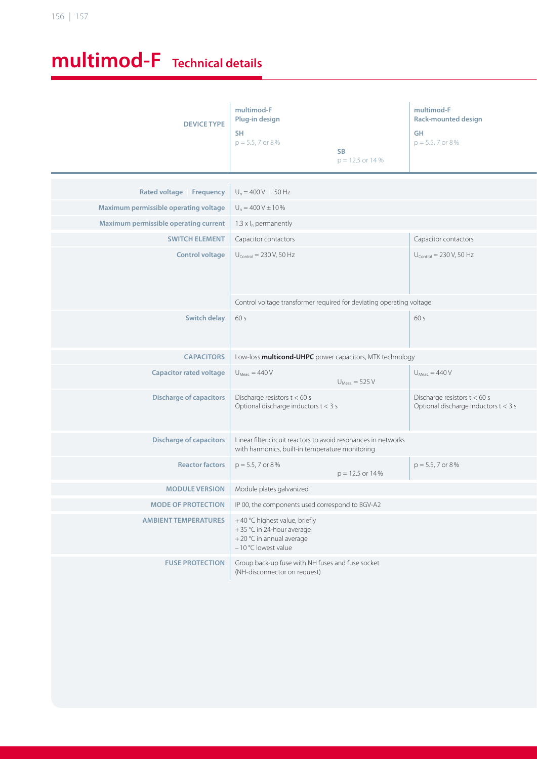# multimod-F Technical details

| DEVICE TYPE | multimod-F Plug-in design | | multimod-F Rack-mounted design |
|---|---|---|---|
| | SH<br>p = 5.5, 7 or 8 % | SB<br>p = 12.5 or 14 % | GH<br>p = 5.5, 7 or 8 % |
| Rated voltage · Frequency | $U_n$ = 400 V · 50 Hz | | |
| Maximum permissible operating voltage | $U_n$ = 400 V ± 10 % | | |
| Maximum permissible operating current | 1.3 x $I_n$ permanently | | |
| SWITCH ELEMENT | Capacitor contactors | | Capacitor contactors |
| Control voltage | $U_{Control}$ = 230 V, 50 Hz | | $U_{Control}$ = 230 V, 50 Hz |
| | Control voltage transformer required for deviating operating voltage | | |
| Switch delay | 60 s | | 60 s |
| CAPACITORS | Low-loss **multicond-UHPC** power capacitors, MTK technology | | |
| Capacitor rated voltage | $U_{Meas.}$ = 440 V | $U_{Meas.}$ = 525 V | $U_{Meas.}$ = 440 V |
| Discharge of capacitors | Discharge resistors t < 60 s<br>Optional discharge inductors t < 3 s | | Discharge resistors t < 60 s<br>Optional discharge inductors t < 3 s |
| Discharge of capacitors | Linear filter circuit reactors to avoid resonances in networks with harmonics, built-in temperature monitoring | | |
| Reactor factors | p = 5.5, 7 or 8 % | p = 12.5 or 14 % | p = 5.5, 7 or 8 % |
| MODULE VERSION | Module plates galvanized | | |
| MODE OF PROTECTION | IP 00, the components used correspond to BGV-A2 | | |
| AMBIENT TEMPERATURES | + 40 °C highest value, briefly<br>+ 35 °C in 24-hour average<br>+ 20 °C in annual average<br>– 10 °C lowest value | | |
| FUSE PROTECTION | Group back-up fuse with NH fuses and fuse socket<br>(NH-disconnector on request) | | |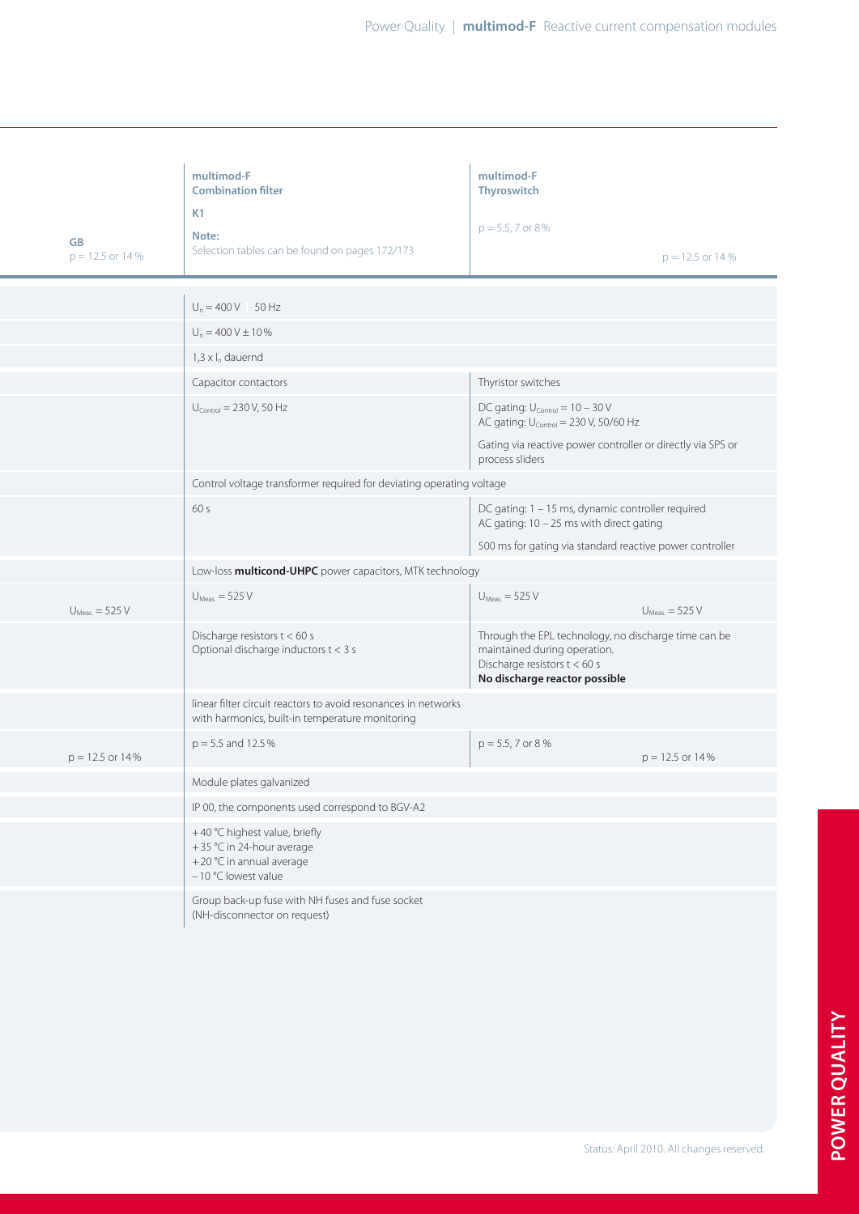| GB<br>p = 12.5 or 14 % | multimod-F<br>**Combination filter**<br>K1<br>**Note:**<br>Selection tables can be found on pages 172/173 | multimod-F<br>**Thyroswitch**<br>p = 5.5, 7 or 8 % | p = 12.5 or 14 % |
|---|---|---|---|
| | $U_n$ = 400 V 50 Hz | | |
| | $U_n$ = 400 V ± 10 % | | |
| | 1,3 x $I_n$ dauernd | | |
| | Capacitor contactors | Thyristor switches | |
| | $U_{Control}$ = 230 V, 50 Hz | DC gating: $U_{Control}$ = 10 – 30 V<br>AC gating: $U_{Control}$ = 230 V, 50/60 Hz<br>Gating via reactive power controller or directly via SPS or process sliders | |
| | Control voltage transformer required for deviating operating voltage | | |
| | 60 s | DC gating: 1 – 15 ms, dynamic controller required<br>AC gating: 10 – 25 ms with direct gating<br>500 ms for gating via standard reactive power controller | |
| | Low-loss **multicond-UHPC** power capacitors, MTK technology | | |
| $U_{Meas.}$ = 525 V | $U_{Meas.}$ = 525 V | $U_{Meas.}$ = 525 V | $U_{Meas.}$ = 525 V |
| | Discharge resistors t < 60 s<br>Optional discharge inductors t < 3 s | Through the EPL technology, no discharge time can be maintained during operation.<br>Discharge resistors t < 60 s<br>**No discharge reactor possible** | |
| | linear filter circuit reactors to avoid resonances in networks with harmonics, built-in temperature monitoring | | |
| p = 12.5 or 14 % | p = 5.5 and 12.5 % | p = 5.5, 7 or 8 % | p = 12.5 or 14 % |
| | Module plates galvanized | | |
| | IP 00, the components used correspond to BGV-A2 | | |
| | +40 °C highest value, briefly<br>+35 °C in 24-hour average<br>+20 °C in annual average<br>–10 °C lowest value | | |
| | Group back-up fuse with NH fuses and fuse socket<br>(NH-disconnector on request) | | |

Status: April 2010. All changes reserved.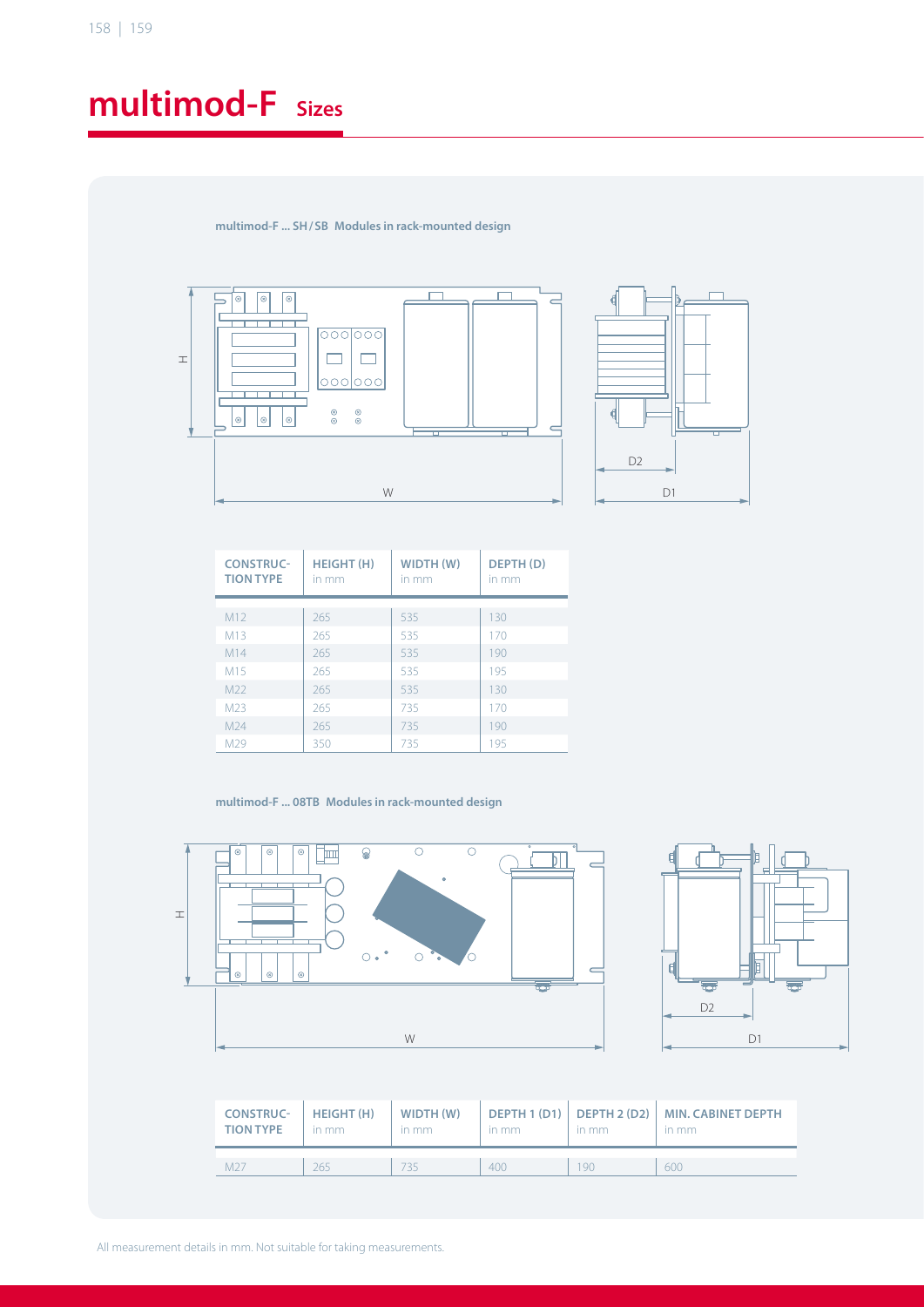# multimod-F Sizes

**multimod-F ... SH / SB Modules in rack-mounted design**

| CONSTRUC-TION TYPE | HEIGHT (H) in mm | WIDTH (W) in mm | DEPTH (D) in mm |
|---|---|---|---|
| M12 | 265 | 535 | 130 |
| M13 | 265 | 535 | 170 |
| M14 | 265 | 535 | 190 |
| M15 | 265 | 535 | 195 |
| M22 | 265 | 535 | 130 |
| M23 | 265 | 735 | 170 |
| M24 | 265 | 735 | 190 |
| M29 | 350 | 735 | 195 |

**multimod-F ... 08TB Modules in rack-mounted design**

| CONSTRUC-TION TYPE | HEIGHT (H) in mm | WIDTH (W) in mm | DEPTH 1 (D1) in mm | DEPTH 2 (D2) in mm | MIN. CABINET DEPTH in mm |
|---|---|---|---|---|---|
| M27 | 265 | 735 | 400 | 190 | 600 |

All measurement details in mm. Not suitable for taking measurements.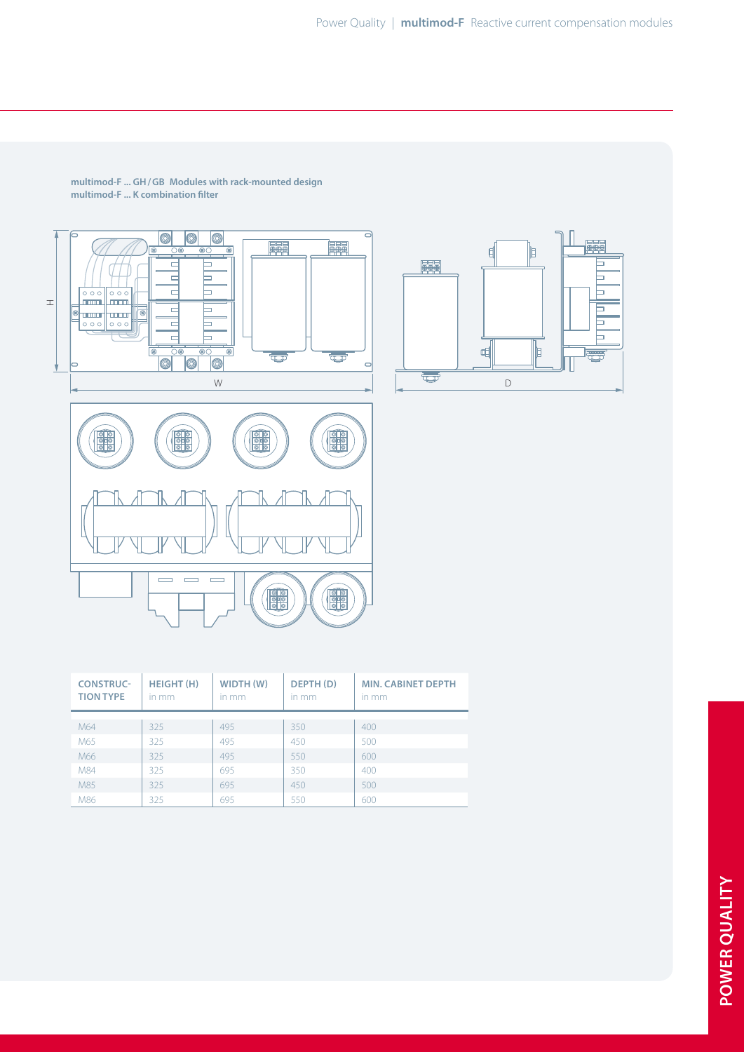**multimod-F ... GH / GB Modules with rack-mounted design**
**multimod-F ... K combination filter**

H

W

D

| CONSTRUC-TION TYPE | HEIGHT (H) in mm | WIDTH (W) in mm | DEPTH (D) in mm | MIN. CABINET DEPTH in mm |
|---|---|---|---|---|
| M64 | 325 | 495 | 350 | 400 |
| M65 | 325 | 495 | 450 | 500 |
| M66 | 325 | 495 | 550 | 600 |
| M84 | 325 | 695 | 350 | 400 |
| M85 | 325 | 695 | 450 | 500 |
| M86 | 325 | 695 | 550 | 600 |

POWER QUALITY